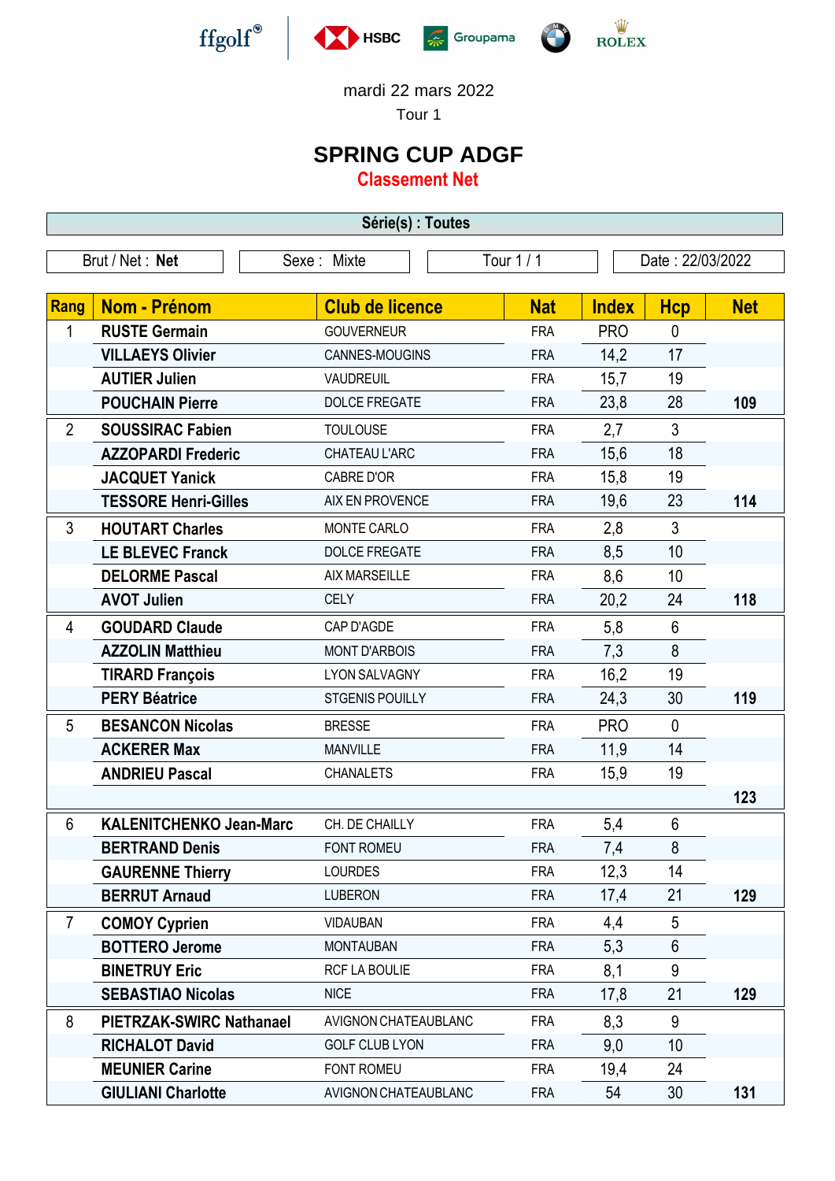ffgolf® HSBC Groupama ROLEX

mardi 22 mars 2022

Tour 1

# SPRING CUP ADGF

## Classement Net

**Série(s) : Toutes**

| Brut / Net : **Net** | Sexe : Mixte | Tour 1 / 1 | Date : 22/03/2022 |
|---|---|---|---|

| Rang | Nom - Prénom | Club de licence | Nat | Index | Hcp | Net |
|---|---|---|---|---|---|---|
| 1 | **RUSTE Germain** | GOUVERNEUR | FRA | PRO | 0 | |
| | **VILLAEYS Olivier** | CANNES-MOUGINS | FRA | 14,2 | 17 | |
| | **AUTIER Julien** | VAUDREUIL | FRA | 15,7 | 19 | |
| | **POUCHAIN Pierre** | DOLCE FREGATE | FRA | 23,8 | 28 | **109** |
| 2 | **SOUSSIRAC Fabien** | TOULOUSE | FRA | 2,7 | 3 | |
| | **AZZOPARDI Frederic** | CHATEAU L'ARC | FRA | 15,6 | 18 | |
| | **JACQUET Yanick** | CABRE D'OR | FRA | 15,8 | 19 | |
| | **TESSORE Henri-Gilles** | AIX EN PROVENCE | FRA | 19,6 | 23 | **114** |
| 3 | **HOUTART Charles** | MONTE CARLO | FRA | 2,8 | 3 | |
| | **LE BLEVEC Franck** | DOLCE FREGATE | FRA | 8,5 | 10 | |
| | **DELORME Pascal** | AIX MARSEILLE | FRA | 8,6 | 10 | |
| | **AVOT Julien** | CELY | FRA | 20,2 | 24 | **118** |
| 4 | **GOUDARD Claude** | CAP D'AGDE | FRA | 5,8 | 6 | |
| | **AZZOLIN Matthieu** | MONT D'ARBOIS | FRA | 7,3 | 8 | |
| | **TIRARD François** | LYON SALVAGNY | FRA | 16,2 | 19 | |
| | **PERY Béatrice** | STGENIS POUILLY | FRA | 24,3 | 30 | **119** |
| 5 | **BESANCON Nicolas** | BRESSE | FRA | PRO | 0 | |
| | **ACKERER Max** | MANVILLE | FRA | 11,9 | 14 | |
| | **ANDRIEU Pascal** | CHANALETS | FRA | 15,9 | 19 | |
| | | | | | | **123** |
| 6 | **KALENITCHENKO Jean-Marc** | CH. DE CHAILLY | FRA | 5,4 | 6 | |
| | **BERTRAND Denis** | FONT ROMEU | FRA | 7,4 | 8 | |
| | **GAURENNE Thierry** | LOURDES | FRA | 12,3 | 14 | |
| | **BERRUT Arnaud** | LUBERON | FRA | 17,4 | 21 | **129** |
| 7 | **COMOY Cyprien** | VIDAUBAN | FRA | 4,4 | 5 | |
| | **BOTTERO Jerome** | MONTAUBAN | FRA | 5,3 | 6 | |
| | **BINETRUY Eric** | RCF LA BOULIE | FRA | 8,1 | 9 | |
| | **SEBASTIAO Nicolas** | NICE | FRA | 17,8 | 21 | **129** |
| 8 | **PIETRZAK-SWIRC Nathanael** | AVIGNON CHATEAUBLANC | FRA | 8,3 | 9 | |
| | **RICHALOT David** | GOLF CLUB LYON | FRA | 9,0 | 10 | |
| | **MEUNIER Carine** | FONT ROMEU | FRA | 19,4 | 24 | |
| | **GIULIANI Charlotte** | AVIGNON CHATEAUBLANC | FRA | 54 | 30 | **131** |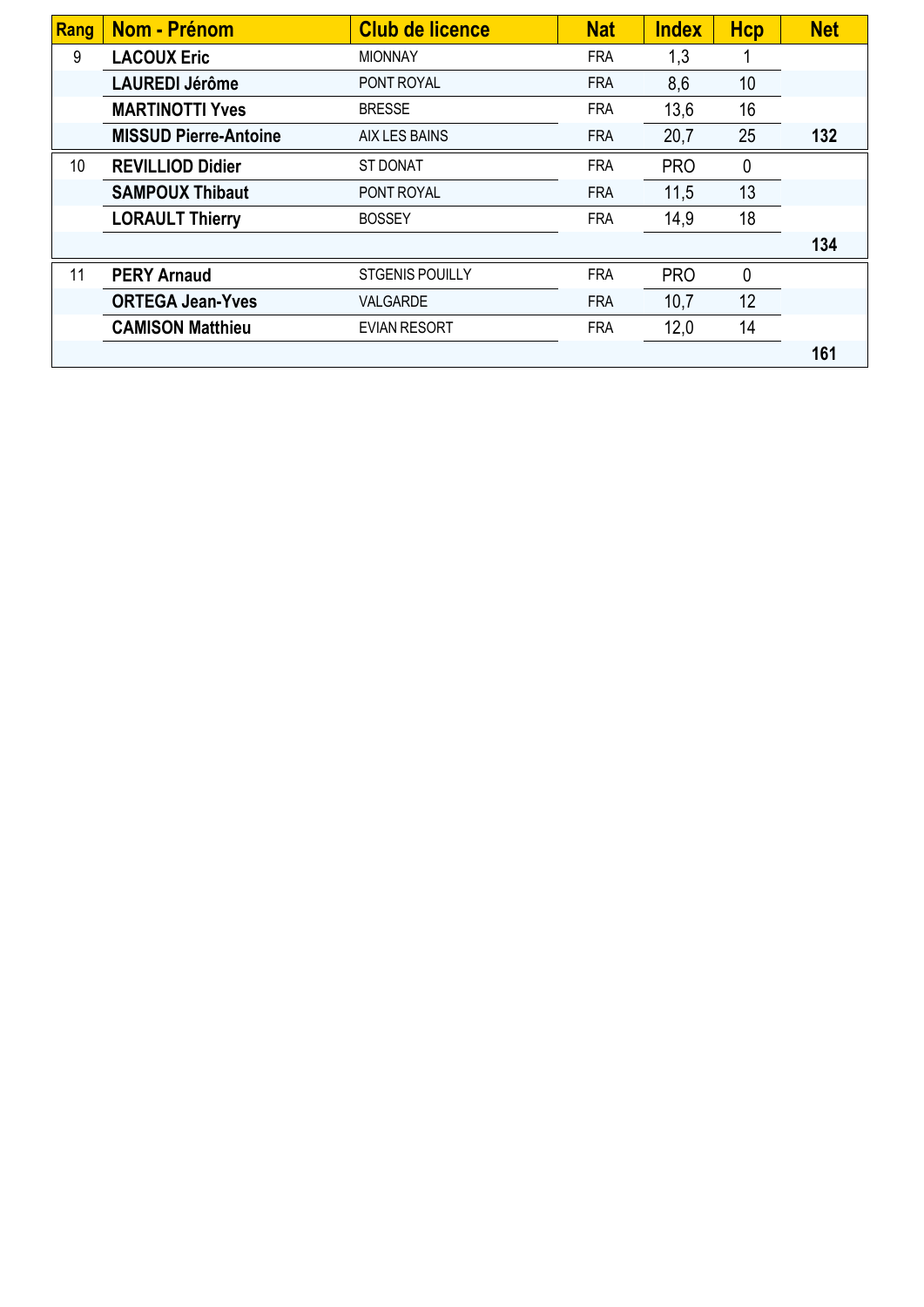| Rang | Nom - Prénom | Club de licence | Nat | Index | Hcp | Net |
|---|---|---|---|---|---|---|
| 9 | **LACOUX Eric** | MIONNAY | FRA | 1,3 | 1 | |
| | **LAUREDI Jérôme** | PONT ROYAL | FRA | 8,6 | 10 | |
| | **MARTINOTTI Yves** | BRESSE | FRA | 13,6 | 16 | |
| | **MISSUD Pierre-Antoine** | AIX LES BAINS | FRA | 20,7 | 25 | **132** |
| 10 | **REVILLIOD Didier** | ST DONAT | FRA | PRO | 0 | |
| | **SAMPOUX Thibaut** | PONT ROYAL | FRA | 11,5 | 13 | |
| | **LORAULT Thierry** | BOSSEY | FRA | 14,9 | 18 | |
| | | | | | | **134** |
| 11 | **PERY Arnaud** | STGENIS POUILLY | FRA | PRO | 0 | |
| | **ORTEGA Jean-Yves** | VALGARDE | FRA | 10,7 | 12 | |
| | **CAMISON Matthieu** | EVIAN RESORT | FRA | 12,0 | 14 | |
| | | | | | | **161** |